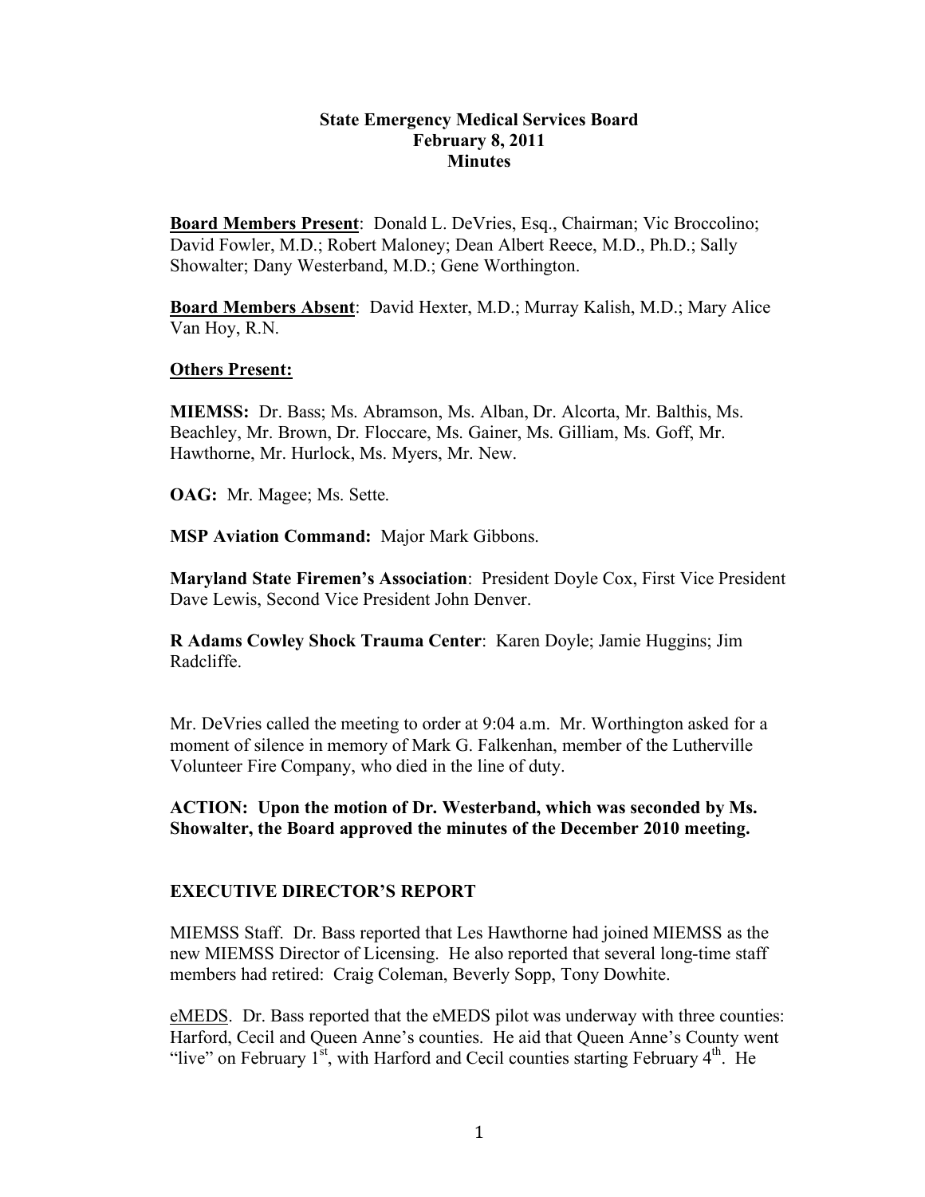# State Emergency Medical Services Board
## February 8, 2011
## Minutes

**Board Members Present**: Donald L. DeVries, Esq., Chairman; Vic Broccolino; David Fowler, M.D.; Robert Maloney; Dean Albert Reece, M.D., Ph.D.; Sally Showalter; Dany Westerband, M.D.; Gene Worthington.

**Board Members Absent**: David Hexter, M.D.; Murray Kalish, M.D.; Mary Alice Van Hoy, R.N.

**Others Present:**

**MIEMSS:** Dr. Bass; Ms. Abramson, Ms. Alban, Dr. Alcorta, Mr. Balthis, Ms. Beachley, Mr. Brown, Dr. Floccare, Ms. Gainer, Ms. Gilliam, Ms. Goff, Mr. Hawthorne, Mr. Hurlock, Ms. Myers, Mr. New.

**OAG:** Mr. Magee; Ms. Sette.

**MSP Aviation Command:** Major Mark Gibbons.

**Maryland State Firemen's Association**: President Doyle Cox, First Vice President Dave Lewis, Second Vice President John Denver.

**R Adams Cowley Shock Trauma Center**: Karen Doyle; Jamie Huggins; Jim Radcliffe.

Mr. DeVries called the meeting to order at 9:04 a.m. Mr. Worthington asked for a moment of silence in memory of Mark G. Falkenhan, member of the Lutherville Volunteer Fire Company, who died in the line of duty.

**ACTION: Upon the motion of Dr. Westerband, which was seconded by Ms. Showalter, the Board approved the minutes of the December 2010 meeting.**

## EXECUTIVE DIRECTOR'S REPORT

MIEMSS Staff. Dr. Bass reported that Les Hawthorne had joined MIEMSS as the new MIEMSS Director of Licensing. He also reported that several long-time staff members had retired: Craig Coleman, Beverly Sopp, Tony Dowhite.

eMEDS. Dr. Bass reported that the eMEDS pilot was underway with three counties: Harford, Cecil and Queen Anne's counties. He aid that Queen Anne's County went "live" on February 1st, with Harford and Cecil counties starting February 4th. He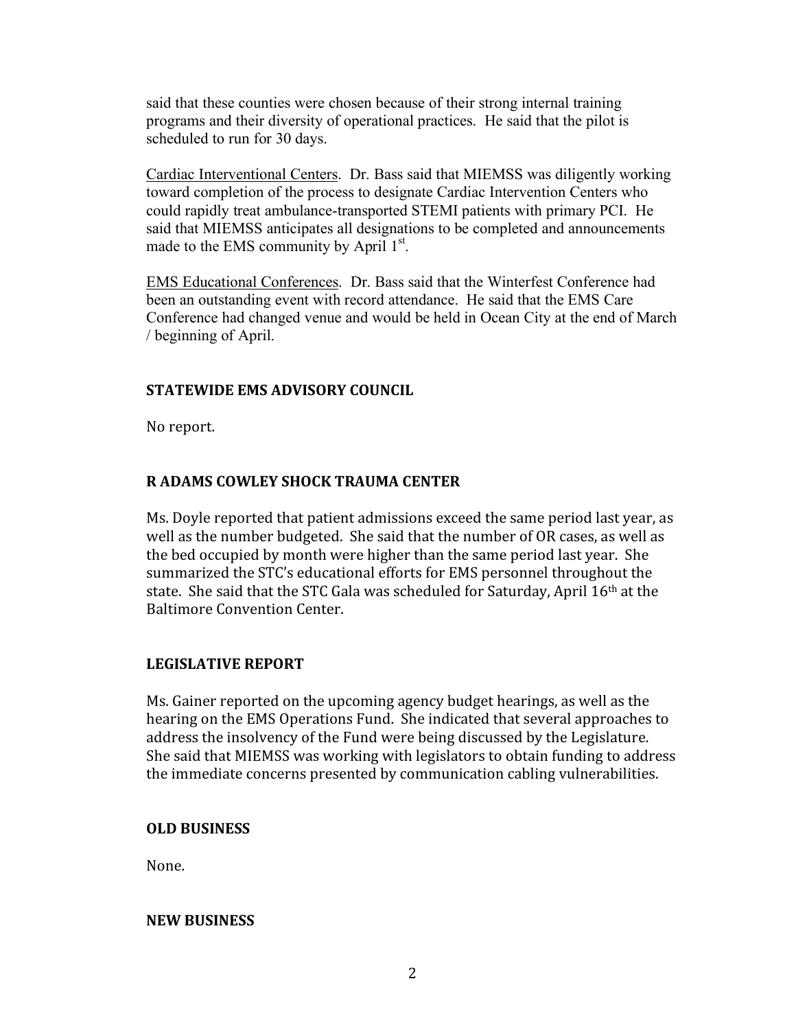said that these counties were chosen because of their strong internal training programs and their diversity of operational practices. He said that the pilot is scheduled to run for 30 days.

Cardiac Interventional Centers. Dr. Bass said that MIEMSS was diligently working toward completion of the process to designate Cardiac Intervention Centers who could rapidly treat ambulance-transported STEMI patients with primary PCI. He said that MIEMSS anticipates all designations to be completed and announcements made to the EMS community by April 1st.

EMS Educational Conferences. Dr. Bass said that the Winterfest Conference had been an outstanding event with record attendance. He said that the EMS Care Conference had changed venue and would be held in Ocean City at the end of March / beginning of April.

## STATEWIDE EMS ADVISORY COUNCIL

No report.

## R ADAMS COWLEY SHOCK TRAUMA CENTER

Ms. Doyle reported that patient admissions exceed the same period last year, as well as the number budgeted. She said that the number of OR cases, as well as the bed occupied by month were higher than the same period last year. She summarized the STC's educational efforts for EMS personnel throughout the state. She said that the STC Gala was scheduled for Saturday, April 16th at the Baltimore Convention Center.

## LEGISLATIVE REPORT

Ms. Gainer reported on the upcoming agency budget hearings, as well as the hearing on the EMS Operations Fund. She indicated that several approaches to address the insolvency of the Fund were being discussed by the Legislature. She said that MIEMSS was working with legislators to obtain funding to address the immediate concerns presented by communication cabling vulnerabilities.

## OLD BUSINESS

None.

## NEW BUSINESS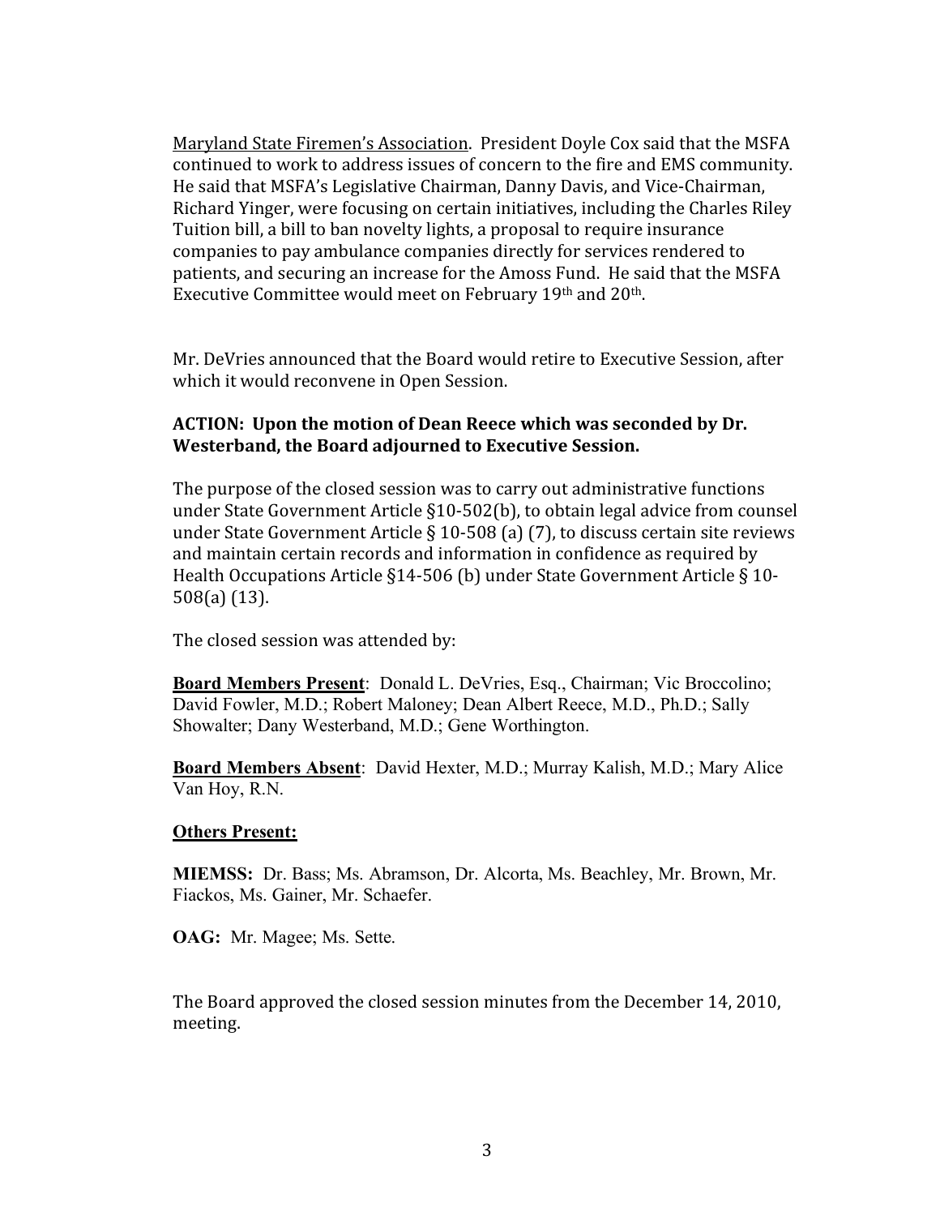Maryland State Firemen's Association. President Doyle Cox said that the MSFA continued to work to address issues of concern to the fire and EMS community. He said that MSFA's Legislative Chairman, Danny Davis, and Vice-Chairman, Richard Yinger, were focusing on certain initiatives, including the Charles Riley Tuition bill, a bill to ban novelty lights, a proposal to require insurance companies to pay ambulance companies directly for services rendered to patients, and securing an increase for the Amoss Fund. He said that the MSFA Executive Committee would meet on February 19th and 20th.

Mr. DeVries announced that the Board would retire to Executive Session, after which it would reconvene in Open Session.

**ACTION: Upon the motion of Dean Reece which was seconded by Dr. Westerband, the Board adjourned to Executive Session.**

The purpose of the closed session was to carry out administrative functions under State Government Article §10-502(b), to obtain legal advice from counsel under State Government Article § 10-508 (a) (7), to discuss certain site reviews and maintain certain records and information in confidence as required by Health Occupations Article §14-506 (b) under State Government Article § 10-508(a) (13).

The closed session was attended by:

**Board Members Present**: Donald L. DeVries, Esq., Chairman; Vic Broccolino; David Fowler, M.D.; Robert Maloney; Dean Albert Reece, M.D., Ph.D.; Sally Showalter; Dany Westerband, M.D.; Gene Worthington.

**Board Members Absent**: David Hexter, M.D.; Murray Kalish, M.D.; Mary Alice Van Hoy, R.N.

**Others Present:**

**MIEMSS:** Dr. Bass; Ms. Abramson, Dr. Alcorta, Ms. Beachley, Mr. Brown, Mr. Fiackos, Ms. Gainer, Mr. Schaefer.

**OAG:** Mr. Magee; Ms. Sette.

The Board approved the closed session minutes from the December 14, 2010, meeting.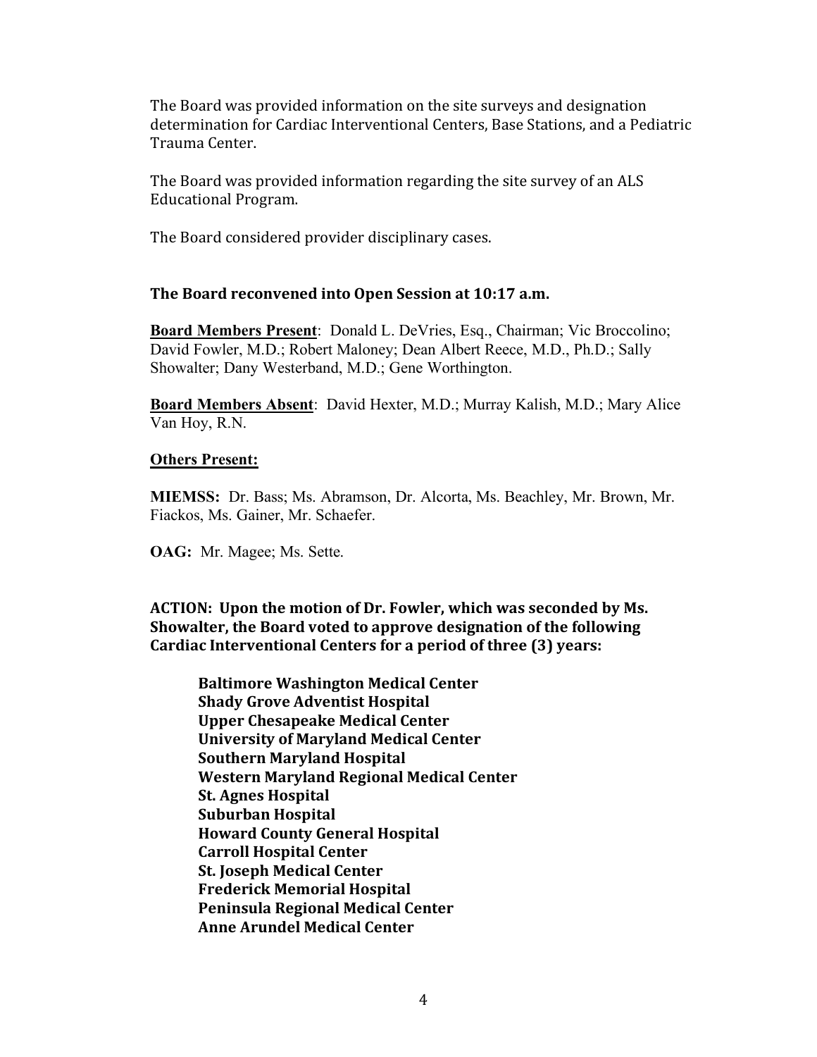The Board was provided information on the site surveys and designation determination for Cardiac Interventional Centers, Base Stations, and a Pediatric Trauma Center.

The Board was provided information regarding the site survey of an ALS Educational Program.

The Board considered provider disciplinary cases.

**The Board reconvened into Open Session at 10:17 a.m.**

**Board Members Present**: Donald L. DeVries, Esq., Chairman; Vic Broccolino; David Fowler, M.D.; Robert Maloney; Dean Albert Reece, M.D., Ph.D.; Sally Showalter; Dany Westerband, M.D.; Gene Worthington.

**Board Members Absent**: David Hexter, M.D.; Murray Kalish, M.D.; Mary Alice Van Hoy, R.N.

**Others Present:**

**MIEMSS:** Dr. Bass; Ms. Abramson, Dr. Alcorta, Ms. Beachley, Mr. Brown, Mr. Fiackos, Ms. Gainer, Mr. Schaefer.

**OAG:** Mr. Magee; Ms. Sette.

**ACTION: Upon the motion of Dr. Fowler, which was seconded by Ms. Showalter, the Board voted to approve designation of the following Cardiac Interventional Centers for a period of three (3) years:**

**Baltimore Washington Medical Center**
**Shady Grove Adventist Hospital**
**Upper Chesapeake Medical Center**
**University of Maryland Medical Center**
**Southern Maryland Hospital**
**Western Maryland Regional Medical Center**
**St. Agnes Hospital**
**Suburban Hospital**
**Howard County General Hospital**
**Carroll Hospital Center**
**St. Joseph Medical Center**
**Frederick Memorial Hospital**
**Peninsula Regional Medical Center**
**Anne Arundel Medical Center**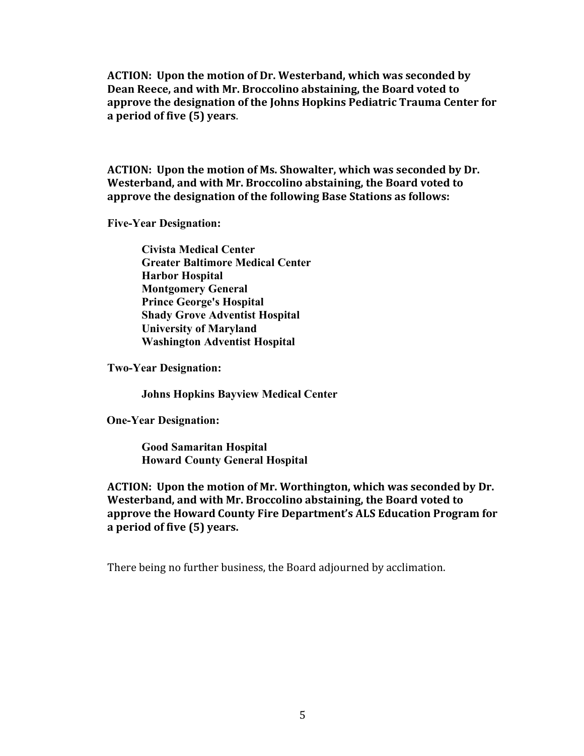**ACTION: Upon the motion of Dr. Westerband, which was seconded by Dean Reece, and with Mr. Broccolino abstaining, the Board voted to approve the designation of the Johns Hopkins Pediatric Trauma Center for a period of five (5) years**.

**ACTION: Upon the motion of Ms. Showalter, which was seconded by Dr. Westerband, and with Mr. Broccolino abstaining, the Board voted to approve the designation of the following Base Stations as follows:**

**Five-Year Designation:**

**Civista Medical Center**
**Greater Baltimore Medical Center**
**Harbor Hospital**
**Montgomery General**
**Prince George's Hospital**
**Shady Grove Adventist Hospital**
**University of Maryland**
**Washington Adventist Hospital**

**Two-Year Designation:**

**Johns Hopkins Bayview Medical Center**

**One-Year Designation:**

**Good Samaritan Hospital**
**Howard County General Hospital**

**ACTION: Upon the motion of Mr. Worthington, which was seconded by Dr. Westerband, and with Mr. Broccolino abstaining, the Board voted to approve the Howard County Fire Department's ALS Education Program for a period of five (5) years.**

There being no further business, the Board adjourned by acclimation.